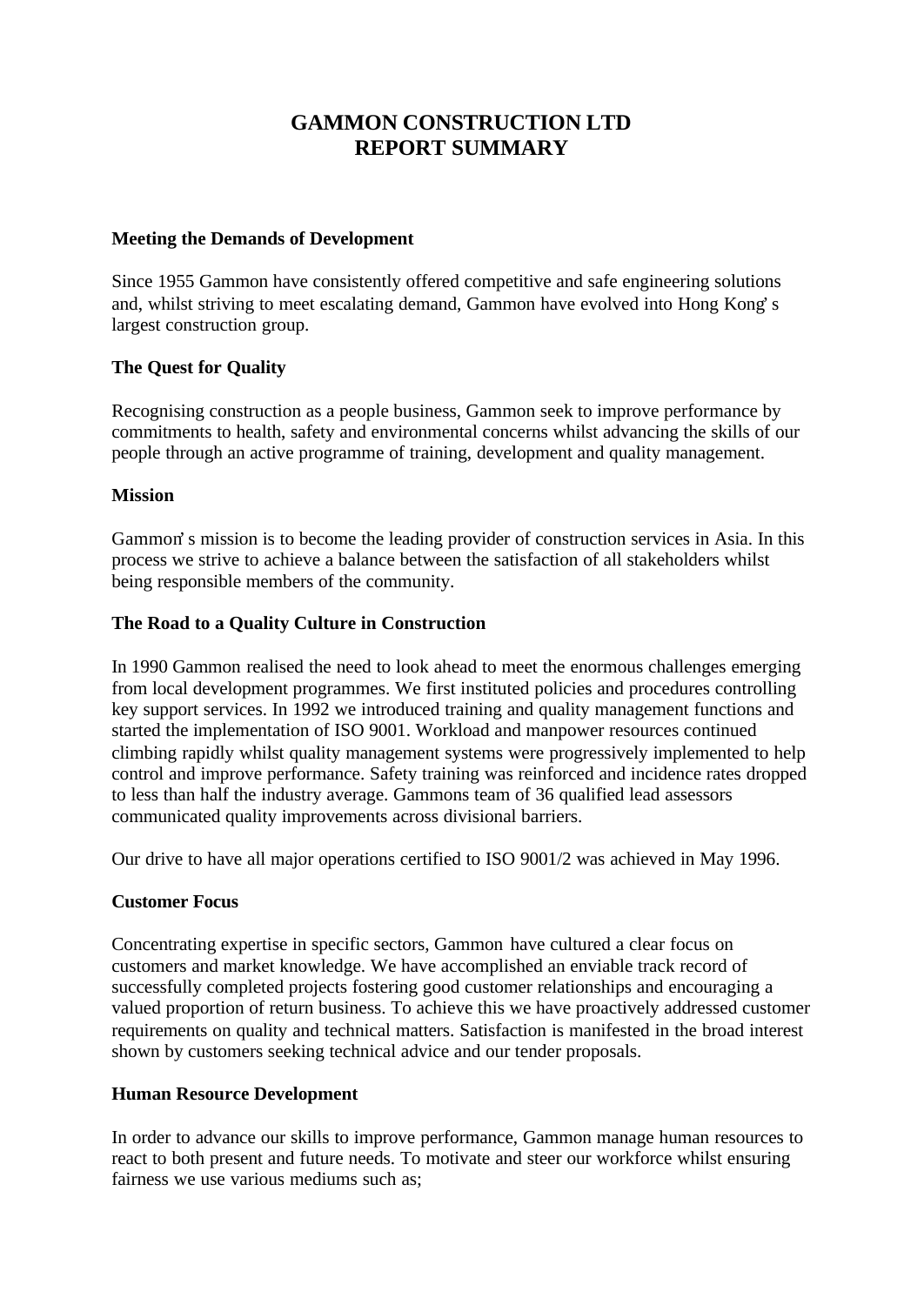# GAMMON CONSTRUCTION LTD
# REPORT SUMMARY

**Meeting the Demands of Development**

Since 1955 Gammon have consistently offered competitive and safe engineering solutions and, whilst striving to meet escalating demand, Gammon have evolved into Hong Kong's largest construction group.

**The Quest for Quality**

Recognising construction as a people business, Gammon seek to improve performance by commitments to health, safety and environmental concerns whilst advancing the skills of our people through an active programme of training, development and quality management.

**Mission**

Gammon's mission is to become the leading provider of construction services in Asia. In this process we strive to achieve a balance between the satisfaction of all stakeholders whilst being responsible members of the community.

**The Road to a Quality Culture in Construction**

In 1990 Gammon realised the need to look ahead to meet the enormous challenges emerging from local development programmes. We first instituted policies and procedures controlling key support services. In 1992 we introduced training and quality management functions and started the implementation of ISO 9001. Workload and manpower resources continued climbing rapidly whilst quality management systems were progressively implemented to help control and improve performance. Safety training was reinforced and incidence rates dropped to less than half the industry average. Gammons team of 36 qualified lead assessors communicated quality improvements across divisional barriers.

Our drive to have all major operations certified to ISO 9001/2 was achieved in May 1996.

**Customer Focus**

Concentrating expertise in specific sectors, Gammon have cultured a clear focus on customers and market knowledge. We have accomplished an enviable track record of successfully completed projects fostering good customer relationships and encouraging a valued proportion of return business. To achieve this we have proactively addressed customer requirements on quality and technical matters. Satisfaction is manifested in the broad interest shown by customers seeking technical advice and our tender proposals.

**Human Resource Development**

In order to advance our skills to improve performance, Gammon manage human resources to react to both present and future needs. To motivate and steer our workforce whilst ensuring fairness we use various mediums such as;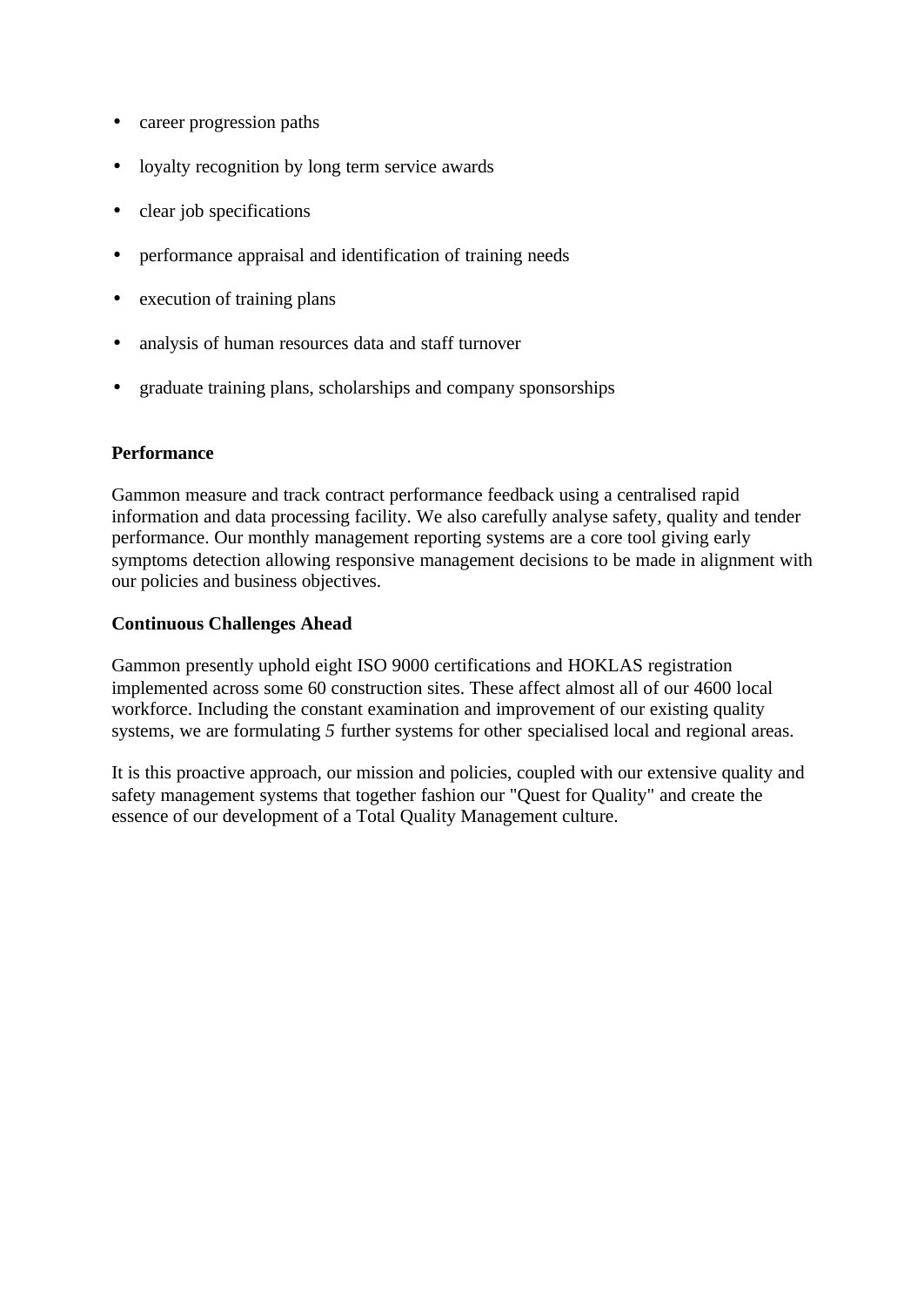- career progression paths
- loyalty recognition by long term service awards
- clear job specifications
- performance appraisal and identification of training needs
- execution of training plans
- analysis of human resources data and staff turnover
- graduate training plans, scholarships and company sponsorships

**Performance**

Gammon measure and track contract performance feedback using a centralised rapid information and data processing facility. We also carefully analyse safety, quality and tender performance. Our monthly management reporting systems are a core tool giving early symptoms detection allowing responsive management decisions to be made in alignment with our policies and business objectives.

**Continuous Challenges Ahead**

Gammon presently uphold eight ISO 9000 certifications and HOKLAS registration implemented across some 60 construction sites. These affect almost all of our 4600 local workforce. Including the constant examination and improvement of our existing quality systems, we are formulating *5* further systems for other specialised local and regional areas.

It is this proactive approach, our mission and policies, coupled with our extensive quality and safety management systems that together fashion our "Quest for Quality" and create the essence of our development of a Total Quality Management culture.